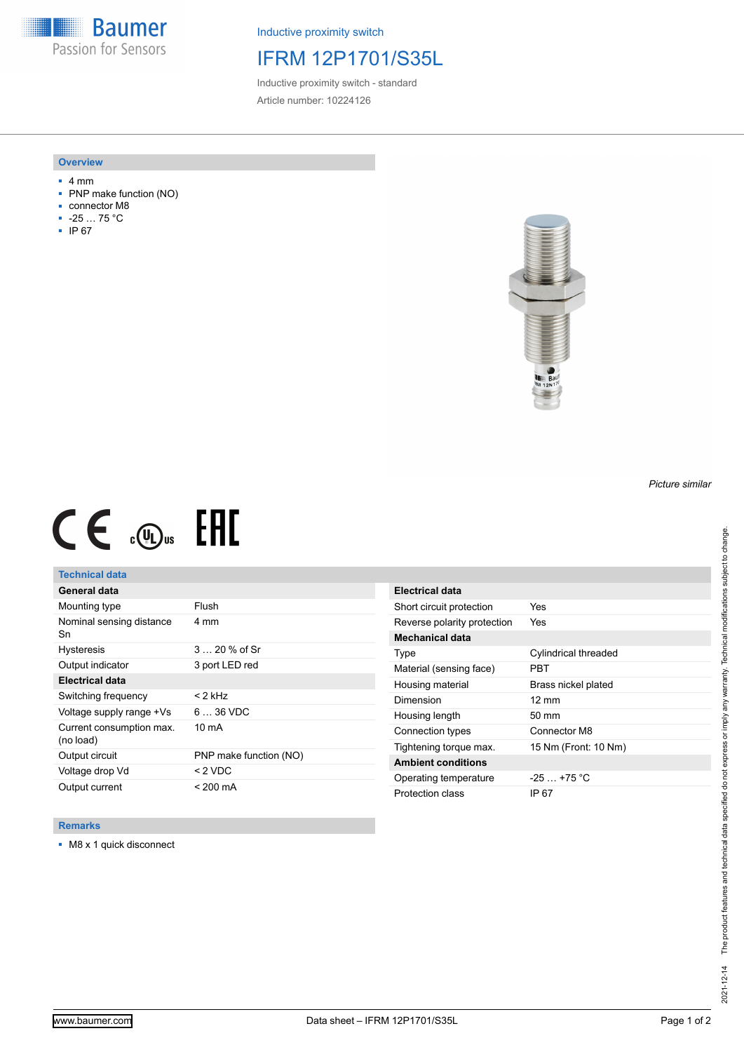Baumer
Passion for Sensors

Inductive proximity switch

# IFRM 12P1701/S35L

Inductive proximity switch - standard

Article number: 10224126

## Overview

- 4 mm
- PNP make function (NO)
- connector M8
- -25 … 75 °C
- IP 67

*Picture similar*

## Technical data

| General data | |
|---|---|
| Mounting type | Flush |
| Nominal sensing distance Sn | 4 mm |
| Hysteresis | 3 … 20 % of Sr |
| Output indicator | 3 port LED red |
| **Electrical data** | |
| Switching frequency | < 2 kHz |
| Voltage supply range +Vs | 6 … 36 VDC |
| Current consumption max. (no load) | 10 mA |
| Output circuit | PNP make function (NO) |
| Voltage drop Vd | < 2 VDC |
| Output current | < 200 mA |

| Electrical data | |
|---|---|
| Short circuit protection | Yes |
| Reverse polarity protection | Yes |
| **Mechanical data** | |
| Type | Cylindrical threaded |
| Material (sensing face) | PBT |
| Housing material | Brass nickel plated |
| Dimension | 12 mm |
| Housing length | 50 mm |
| Connection types | Connector M8 |
| Tightening torque max. | 15 Nm (Front: 10 Nm) |
| **Ambient conditions** | |
| Operating temperature | -25 … +75 °C |
| Protection class | IP 67 |

## Remarks

- M8 x 1 quick disconnect

2021-12-14 The product features and technical data specified do not express or imply any warranty. Technical modifications subject to change.

www.baumer.com — Data sheet – IFRM 12P1701/S35L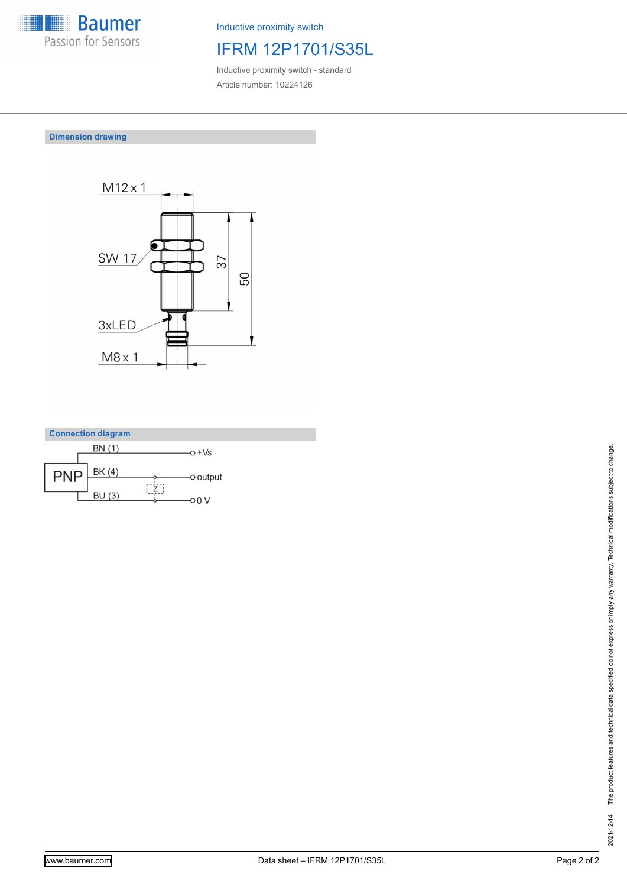Inductive proximity switch

# IFRM 12P1701/S35L

Inductive proximity switch - standard

Article number: 10224126

## Dimension drawing

M12 x 1

SW 17

3xLED

M8 x 1

37

50

## Connection diagram

PNP

BN (1)

+Vs

BK (4)

output

Z

BU (3)

0 V

The product features and technical data specified do not express or imply any warranty. Technical modifications subject to change.

2021-12-14

www.baumer.com

Data sheet – IFRM 12P1701/S35L